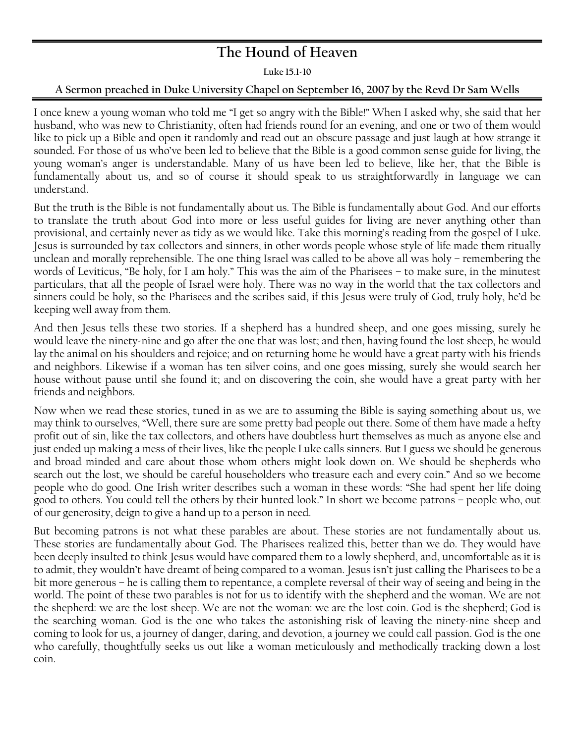# The Hound of Heaven

**Luke 15.1-10**

**A Sermon preached in Duke University Chapel on September 16, 2007 by the Revd Dr Sam Wells**

I once knew a young woman who told me "I get so angry with the Bible!" When I asked why, she said that her husband, who was new to Christianity, often had friends round for an evening, and one or two of them would like to pick up a Bible and open it randomly and read out an obscure passage and just laugh at how strange it sounded. For those of us who've been led to believe that the Bible is a good common sense guide for living, the young woman's anger is understandable. Many of us have been led to believe, like her, that the Bible is fundamentally about us, and so of course it should speak to us straightforwardly in language we can understand.

But the truth is the Bible is not fundamentally about us. The Bible is fundamentally about God. And our efforts to translate the truth about God into more or less useful guides for living are never anything other than provisional, and certainly never as tidy as we would like. Take this morning's reading from the gospel of Luke. Jesus is surrounded by tax collectors and sinners, in other words people whose style of life made them ritually unclean and morally reprehensible. The one thing Israel was called to be above all was holy – remembering the words of Leviticus, "Be holy, for I am holy." This was the aim of the Pharisees – to make sure, in the minutest particulars, that all the people of Israel were holy. There was no way in the world that the tax collectors and sinners could be holy, so the Pharisees and the scribes said, if this Jesus were truly of God, truly holy, he'd be keeping well away from them.

And then Jesus tells these two stories. If a shepherd has a hundred sheep, and one goes missing, surely he would leave the ninety-nine and go after the one that was lost; and then, having found the lost sheep, he would lay the animal on his shoulders and rejoice; and on returning home he would have a great party with his friends and neighbors. Likewise if a woman has ten silver coins, and one goes missing, surely she would search her house without pause until she found it; and on discovering the coin, she would have a great party with her friends and neighbors.

Now when we read these stories, tuned in as we are to assuming the Bible is saying something about us, we may think to ourselves, "Well, there sure are some pretty bad people out there. Some of them have made a hefty profit out of sin, like the tax collectors, and others have doubtless hurt themselves as much as anyone else and just ended up making a mess of their lives, like the people Luke calls sinners. But I guess we should be generous and broad minded and care about those whom others might look down on. We should be shepherds who search out the lost, we should be careful householders who treasure each and every coin." And so we become people who do good. One Irish writer describes such a woman in these words: "She had spent her life doing good to others. You could tell the others by their hunted look." In short we become patrons – people who, out of our generosity, deign to give a hand up to a person in need.

But becoming patrons is not what these parables are about. These stories are not fundamentally about us. These stories are fundamentally about God. The Pharisees realized this, better than we do. They would have been deeply insulted to think Jesus would have compared them to a lowly shepherd, and, uncomfortable as it is to admit, they wouldn't have dreamt of being compared to a woman. Jesus isn't just calling the Pharisees to be a bit more generous – he is calling them to repentance, a complete reversal of their way of seeing and being in the world. The point of these two parables is not for us to identify with the shepherd and the woman. We are not the shepherd: we are the lost sheep. We are not the woman: we are the lost coin. God is the shepherd; God is the searching woman. God is the one who takes the astonishing risk of leaving the ninety-nine sheep and coming to look for us, a journey of danger, daring, and devotion, a journey we could call passion. God is the one who carefully, thoughtfully seeks us out like a woman meticulously and methodically tracking down a lost coin.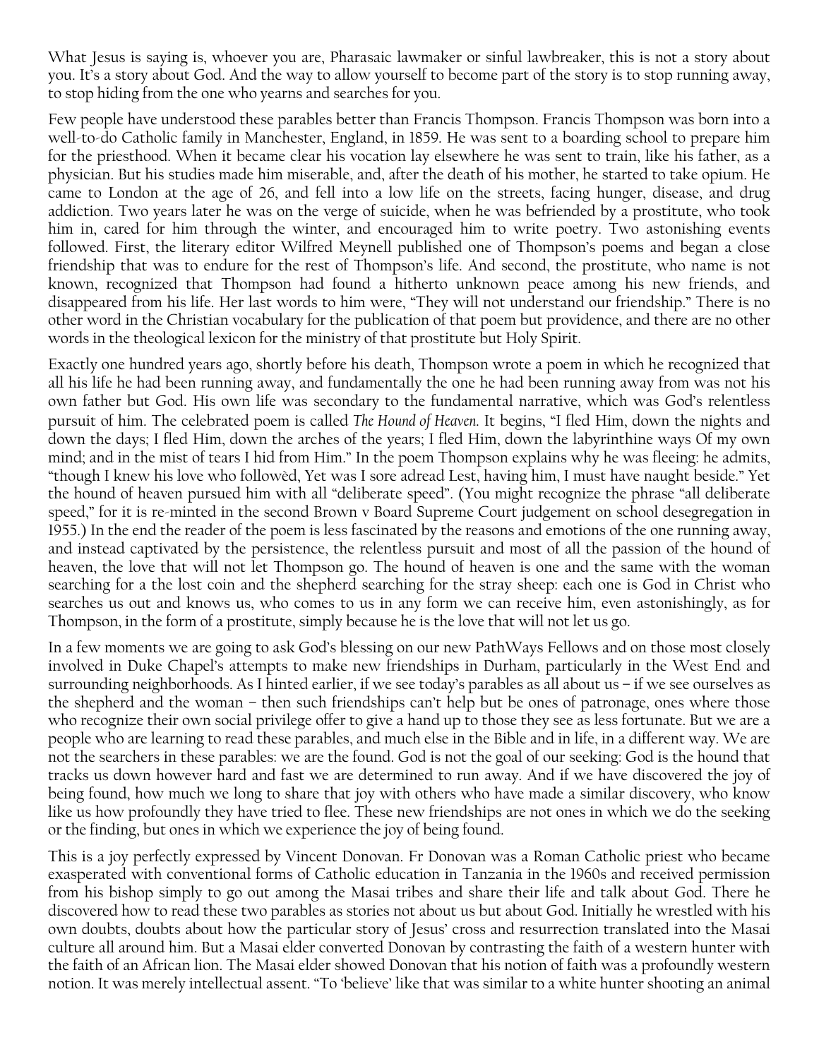What Jesus is saying is, whoever you are, Pharasaic lawmaker or sinful lawbreaker, this is not a story about you. It's a story about God. And the way to allow yourself to become part of the story is to stop running away, to stop hiding from the one who yearns and searches for you.

Few people have understood these parables better than Francis Thompson. Francis Thompson was born into a well-to-do Catholic family in Manchester, England, in 1859. He was sent to a boarding school to prepare him for the priesthood. When it became clear his vocation lay elsewhere he was sent to train, like his father, as a physician. But his studies made him miserable, and, after the death of his mother, he started to take opium. He came to London at the age of 26, and fell into a low life on the streets, facing hunger, disease, and drug addiction. Two years later he was on the verge of suicide, when he was befriended by a prostitute, who took him in, cared for him through the winter, and encouraged him to write poetry. Two astonishing events followed. First, the literary editor Wilfred Meynell published one of Thompson's poems and began a close friendship that was to endure for the rest of Thompson's life. And second, the prostitute, who name is not known, recognized that Thompson had found a hitherto unknown peace among his new friends, and disappeared from his life. Her last words to him were, "They will not understand our friendship." There is no other word in the Christian vocabulary for the publication of that poem but providence, and there are no other words in the theological lexicon for the ministry of that prostitute but Holy Spirit.

Exactly one hundred years ago, shortly before his death, Thompson wrote a poem in which he recognized that all his life he had been running away, and fundamentally the one he had been running away from was not his own father but God. His own life was secondary to the fundamental narrative, which was God's relentless pursuit of him. The celebrated poem is called *The Hound of Heaven*. It begins, "I fled Him, down the nights and down the days; I fled Him, down the arches of the years; I fled Him, down the labyrinthine ways Of my own mind; and in the mist of tears I hid from Him." In the poem Thompson explains why he was fleeing: he admits, "though I knew his love who followèd, Yet was I sore adread Lest, having him, I must have naught beside." Yet the hound of heaven pursued him with all "deliberate speed". (You might recognize the phrase "all deliberate speed," for it is re-minted in the second Brown v Board Supreme Court judgement on school desegregation in 1955.) In the end the reader of the poem is less fascinated by the reasons and emotions of the one running away, and instead captivated by the persistence, the relentless pursuit and most of all the passion of the hound of heaven, the love that will not let Thompson go. The hound of heaven is one and the same with the woman searching for a the lost coin and the shepherd searching for the stray sheep: each one is God in Christ who searches us out and knows us, who comes to us in any form we can receive him, even astonishingly, as for Thompson, in the form of a prostitute, simply because he is the love that will not let us go.

In a few moments we are going to ask God's blessing on our new PathWays Fellows and on those most closely involved in Duke Chapel's attempts to make new friendships in Durham, particularly in the West End and surrounding neighborhoods. As I hinted earlier, if we see today's parables as all about us – if we see ourselves as the shepherd and the woman – then such friendships can't help but be ones of patronage, ones where those who recognize their own social privilege offer to give a hand up to those they see as less fortunate. But we are a people who are learning to read these parables, and much else in the Bible and in life, in a different way. We are not the searchers in these parables: we are the found. God is not the goal of our seeking: God is the hound that tracks us down however hard and fast we are determined to run away. And if we have discovered the joy of being found, how much we long to share that joy with others who have made a similar discovery, who know like us how profoundly they have tried to flee. These new friendships are not ones in which we do the seeking or the finding, but ones in which we experience the joy of being found.

This is a joy perfectly expressed by Vincent Donovan. Fr Donovan was a Roman Catholic priest who became exasperated with conventional forms of Catholic education in Tanzania in the 1960s and received permission from his bishop simply to go out among the Masai tribes and share their life and talk about God. There he discovered how to read these two parables as stories not about us but about God. Initially he wrestled with his own doubts, doubts about how the particular story of Jesus' cross and resurrection translated into the Masai culture all around him. But a Masai elder converted Donovan by contrasting the faith of a western hunter with the faith of an African lion. The Masai elder showed Donovan that his notion of faith was a profoundly western notion. It was merely intellectual assent. "To 'believe' like that was similar to a white hunter shooting an animal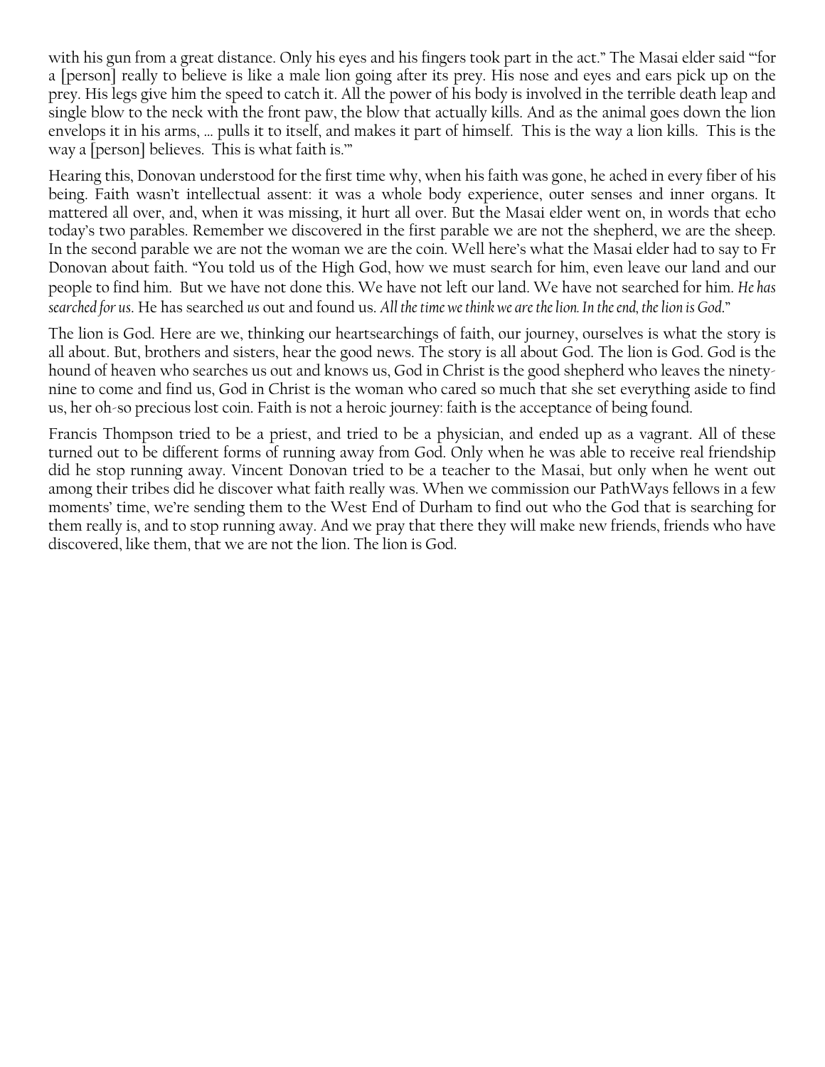with his gun from a great distance. Only his eyes and his fingers took part in the act." The Masai elder said "'for a [person] really to believe is like a male lion going after its prey. His nose and eyes and ears pick up on the prey. His legs give him the speed to catch it. All the power of his body is involved in the terrible death leap and single blow to the neck with the front paw, the blow that actually kills. And as the animal goes down the lion envelops it in his arms, … pulls it to itself, and makes it part of himself. This is the way a lion kills. This is the way a [person] believes. This is what faith is.'"

Hearing this, Donovan understood for the first time why, when his faith was gone, he ached in every fiber of his being. Faith wasn't intellectual assent: it was a whole body experience, outer senses and inner organs. It mattered all over, and, when it was missing, it hurt all over. But the Masai elder went on, in words that echo today's two parables. Remember we discovered in the first parable we are not the shepherd, we are the sheep. In the second parable we are not the woman we are the coin. Well here's what the Masai elder had to say to Fr Donovan about faith. "You told us of the High God, how we must search for him, even leave our land and our people to find him. But we have not done this. We have not left our land. We have not searched for him. *He has searched for us*. He has searched *us* out and found us. *All the time we think we are the lion. In the end, the lion is God*."

The lion is God. Here are we, thinking our heartsearchings of faith, our journey, ourselves is what the story is all about. But, brothers and sisters, hear the good news. The story is all about God. The lion is God. God is the hound of heaven who searches us out and knows us, God in Christ is the good shepherd who leaves the ninety-nine to come and find us, God in Christ is the woman who cared so much that she set everything aside to find us, her oh-so precious lost coin. Faith is not a heroic journey: faith is the acceptance of being found.

Francis Thompson tried to be a priest, and tried to be a physician, and ended up as a vagrant. All of these turned out to be different forms of running away from God. Only when he was able to receive real friendship did he stop running away. Vincent Donovan tried to be a teacher to the Masai, but only when he went out among their tribes did he discover what faith really was. When we commission our PathWays fellows in a few moments' time, we're sending them to the West End of Durham to find out who the God that is searching for them really is, and to stop running away. And we pray that there they will make new friends, friends who have discovered, like them, that we are not the lion. The lion is God.